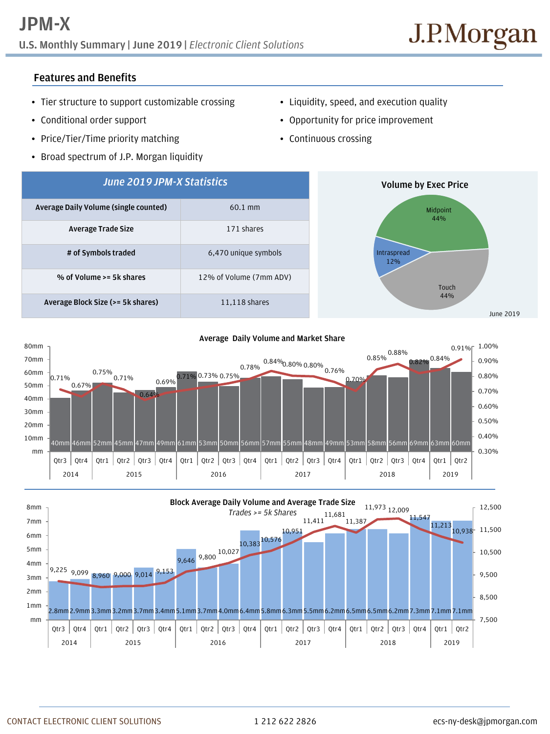# JPM-X

**U.S. Monthly Summary | June 2019 |** *Electronic Client Solutions*

J.P.Morgan

## Features and Benefits

- Tier structure to support customizable crossing
- Conditional order support
- Price/Tier/Time priority matching
- Broad spectrum of J.P. Morgan liquidity
- Liquidity, speed, and execution quality
- Opportunity for price improvement
- Continuous crossing

| *June 2019 JPM-X Statistics* | |
|---|---|
| **Average Daily Volume (single counted)** | 60.1 mm |
| **Average Trade Size** | 171 shares |
| **# of Symbols traded** | 6,470 unique symbols |
| **% of Volume >= 5k shares** | 12% of Volume (7mm ADV) |
| **Average Block Size (>= 5k shares)** | 11,118 shares |

**Volume by Exec Price**

| Exec Price | Share |
|---|---|
| Midpoint | 44% |
| Intraspread | 12% |
| Touch | 44% |

June 2019

**Average Daily Volume and Market Share**

| Year | Quarter | ADV | Market Share |
|---|---|---|---|
| 2014 | Qtr3 | 40mm | 0.71% |
| 2014 | Qtr4 | 46mm | 0.67% |
| 2015 | Qtr1 | 52mm | 0.75% |
| 2015 | Qtr2 | 45mm | 0.71% |
| 2015 | Qtr3 | 47mm | 0.64% |
| 2015 | Qtr4 | 49mm | 0.69% |
| 2016 | Qtr1 | 61mm | 0.71% |
| 2016 | Qtr2 | 53mm | 0.73% |
| 2016 | Qtr3 | 50mm | 0.75% |
| 2016 | Qtr4 | 56mm | 0.78% |
| 2017 | Qtr1 | 57mm | 0.84% |
| 2017 | Qtr2 | 55mm | 0.80% |
| 2017 | Qtr3 | 48mm | 0.80% |
| 2017 | Qtr4 | 49mm | 0.76% |
| 2018 | Qtr1 | 53mm | 0.70% |
| 2018 | Qtr2 | 58mm | 0.85% |
| 2018 | Qtr3 | 56mm | 0.88% |
| 2018 | Qtr4 | 69mm | 0.82% |
| 2019 | Qtr1 | 63mm | 0.84% |
| 2019 | Qtr2 | 60mm | 0.91% |

**Block Average Daily Volume and Average Trade Size**

*Trades >= 5k Shares*

| Year | Quarter | Block ADV | Average Trade Size |
|---|---|---|---|
| 2014 | Qtr3 | 2.8mm | 9,225 |
| 2014 | Qtr4 | 2.9mm | 9,099 |
| 2015 | Qtr1 | 3.3mm | 8,960 |
| 2015 | Qtr2 | 3.2mm | 9,000 |
| 2015 | Qtr3 | 3.7mm | 9,014 |
| 2015 | Qtr4 | 3.4mm | 9,153 |
| 2016 | Qtr1 | 5.1mm | 9,646 |
| 2016 | Qtr2 | 3.7mm | 9,800 |
| 2016 | Qtr3 | 4.0mm | 10,027 |
| 2016 | Qtr4 | 6.4mm | 10,383 |
| 2017 | Qtr1 | 5.8mm | 10,576 |
| 2017 | Qtr2 | 6.3mm | 10,951 |
| 2017 | Qtr3 | 5.5mm | 11,411 |
| 2017 | Qtr4 | 6.2mm | 11,681 |
| 2018 | Qtr1 | 6.5mm | 11,387 |
| 2018 | Qtr2 | 6.5mm | 11,973 |
| 2018 | Qtr3 | 6.2mm | 12,009 |
| 2018 | Qtr4 | 7.3mm | 11,547 |
| 2019 | Qtr1 | 7.1mm | 11,213 |
| 2019 | Qtr2 | 7.1mm | 10,938 |

CONTACT ELECTRONIC CLIENT SOLUTIONS | 1 212 622 2826 | ecs-ny-desk@jpmorgan.com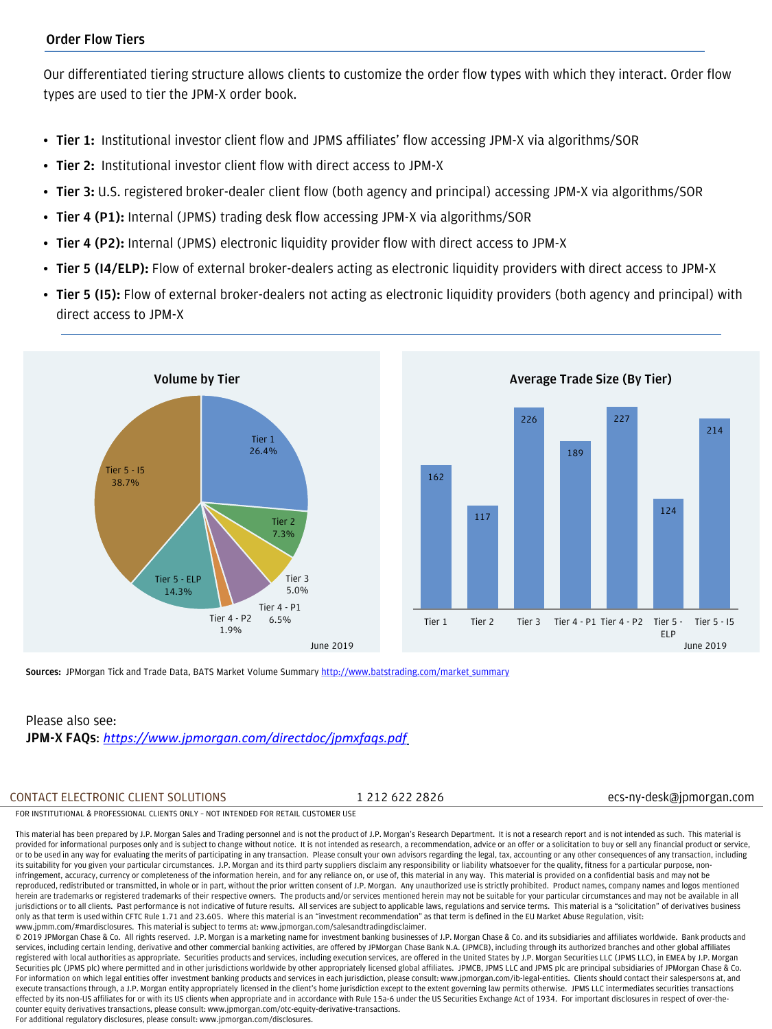## Order Flow Tiers

Our differentiated tiering structure allows clients to customize the order flow types with which they interact. Order flow types are used to tier the JPM-X order book.

- **Tier 1:** Institutional investor client flow and JPMS affiliates' flow accessing JPM-X via algorithms/SOR
- **Tier 2:** Institutional investor client flow with direct access to JPM-X
- **Tier 3:** U.S. registered broker-dealer client flow (both agency and principal) accessing JPM-X via algorithms/SOR
- **Tier 4 (P1):** Internal (JPMS) trading desk flow accessing JPM-X via algorithms/SOR
- **Tier 4 (P2):** Internal (JPMS) electronic liquidity provider flow with direct access to JPM-X
- **Tier 5 (I4/ELP):** Flow of external broker-dealers acting as electronic liquidity providers with direct access to JPM-X
- **Tier 5 (I5):** Flow of external broker-dealers not acting as electronic liquidity providers (both agency and principal) with direct access to JPM-X

**Volume by Tier**

Tier 1 26.4%
Tier 2 7.3%
Tier 3 5.0%
Tier 4 - P1 6.5%
Tier 4 - P2 1.9%
Tier 5 - ELP 14.3%
Tier 5 - I5 38.7%

June 2019

**Average Trade Size (By Tier)**

Tier 1 162
Tier 2 117
Tier 3 226
Tier 4 - P1 189
Tier 4 - P2 227
Tier 5 - ELP 124
Tier 5 - I5 214

June 2019

**Sources:** JPMorgan Tick and Trade Data, BATS Market Volume Summary http://www.batstrading.com/market_summary

Please also see:
**JPM-X FAQs**: *https://www.jpmorgan.com/directdoc/jpmxfaqs.pdf*

CONTACT ELECTRONIC CLIENT SOLUTIONS 1 212 622 2826 ecs-ny-desk@jpmorgan.com

FOR INSTITUTIONAL & PROFESSIONAL CLIENTS ONLY – NOT INTENDED FOR RETAIL CUSTOMER USE

This material has been prepared by J.P. Morgan Sales and Trading personnel and is not the product of J.P. Morgan's Research Department. It is not a research report and is not intended as such. This material is provided for informational purposes only and is subject to change without notice. It is not intended as research, a recommendation, advice or an offer or a solicitation to buy or sell any financial product or service, or to be used in any way for evaluating the merits of participating in any transaction. Please consult your own advisors regarding the legal, tax, accounting or any other consequences of any transaction, including its suitability for you given your particular circumstances. J.P. Morgan and its third party suppliers disclaim any responsibility or liability whatsoever for the quality, fitness for a particular purpose, non-infringement, accuracy, currency or completeness of the information herein, and for any reliance on, or use of, this material in any way. This material is provided on a confidential basis and may not be reproduced, redistributed or transmitted, in whole or in part, without the prior written consent of J.P. Morgan. Any unauthorized use is strictly prohibited. Product names, company names and logos mentioned herein are trademarks or registered trademarks of their respective owners. The products and/or services mentioned herein may not be suitable for your particular circumstances and may not be available in all jurisdictions or to all clients. Past performance is not indicative of future results. All services are subject to applicable laws, regulations and service terms. This material is a "solicitation" of derivatives business only as that term is used within CFTC Rule 1.71 and 23.605. Where this material is an "investment recommendation" as that term is defined in the EU Market Abuse Regulation, visit: www.jpmm.com/#mardisclosures. This material is subject to terms at: www.jpmorgan.com/salesandtradingdisclaimer.
© 2019 JPMorgan Chase & Co. All rights reserved. J.P. Morgan is a marketing name for investment banking businesses of J.P. Morgan Chase & Co. and its subsidiaries and affiliates worldwide. Bank products and services, including certain lending, derivative and other commercial banking activities, are offered by JPMorgan Chase Bank N.A. (JPMCB), including through its authorized branches and other global affiliates registered with local authorities as appropriate. Securities products and services, including execution services, are offered in the United States by J.P. Morgan Securities LLC (JPMS LLC), in EMEA by J.P. Morgan Securities plc (JPMS plc) and in other jurisdictions worldwide by other appropriately licensed global affiliates. JPMCB, JPMS LLC and JPMS plc are principal subsidiaries of JPMorgan Chase & Co. For information on which legal entities offer investment banking products and services in each jurisdiction, please consult: www.jpmorgan.com/ib-legal-entities. Clients should contact their salespersons at, and execute transactions through, a J.P. Morgan entity appropriately licensed in the client's home jurisdiction except to the extent governing law permits otherwise. JPMS LLC intermediates securities transactions effected by its non-US affiliates for or with its US clients when appropriate and in accordance with Rule 15a-6 under the US Securities Exchange Act of 1934. For important disclosures in respect of over-the-counter equity derivatives transactions, please consult: www.jpmorgan.com/otc-equity-derivative-transactions.
For additional regulatory disclosures, please consult: www.jpmorgan.com/disclosures.